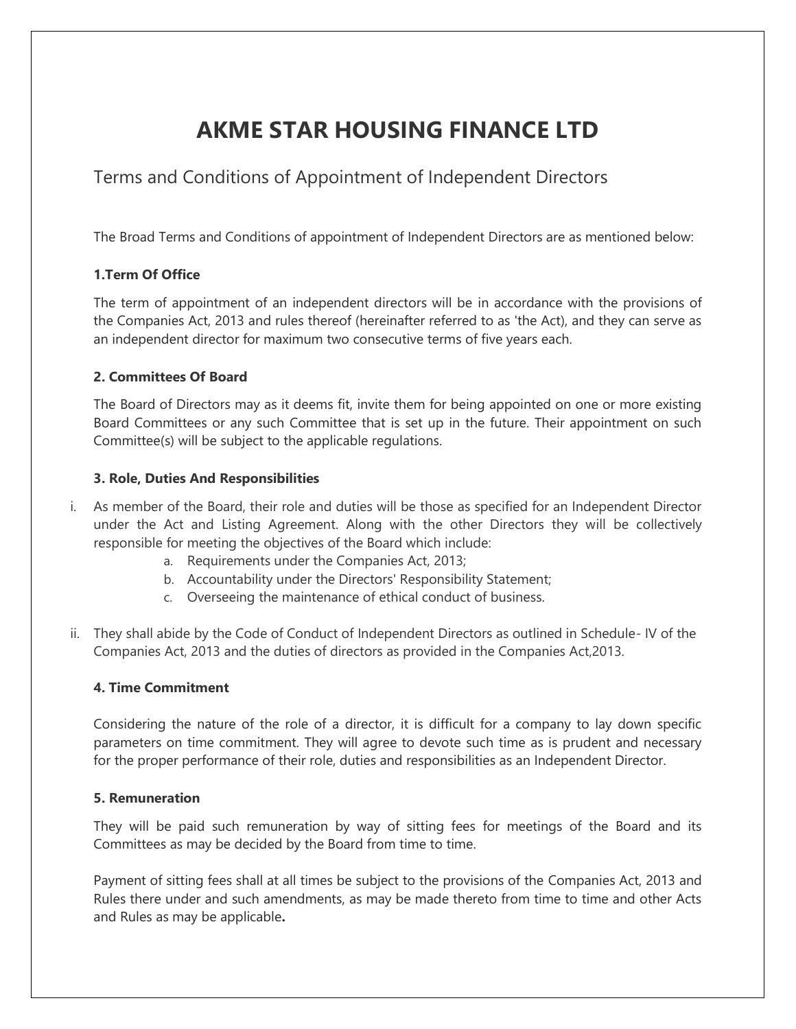# AKME STAR HOUSING FINANCE LTD

## Terms and Conditions of Appointment of Independent Directors

The Broad Terms and Conditions of appointment of Independent Directors are as mentioned below:

### 1.Term Of Office

The term of appointment of an independent directors will be in accordance with the provisions of the Companies Act, 2013 and rules thereof (hereinafter referred to as 'the Act), and they can serve as an independent director for maximum two consecutive terms of five years each.

### 2. Committees Of Board

The Board of Directors may as it deems fit, invite them for being appointed on one or more existing Board Committees or any such Committee that is set up in the future. Their appointment on such Committee(s) will be subject to the applicable regulations.

### 3. Role, Duties And Responsibilities

i. As member of the Board, their role and duties will be those as specified for an Independent Director under the Act and Listing Agreement. Along with the other Directors they will be collectively responsible for meeting the objectives of the Board which include:
   a. Requirements under the Companies Act, 2013;
   b. Accountability under the Directors' Responsibility Statement;
   c. Overseeing the maintenance of ethical conduct of business.

ii. They shall abide by the Code of Conduct of Independent Directors as outlined in Schedule- IV of the Companies Act, 2013 and the duties of directors as provided in the Companies Act,2013.

### 4. Time Commitment

Considering the nature of the role of a director, it is difficult for a company to lay down specific parameters on time commitment. They will agree to devote such time as is prudent and necessary for the proper performance of their role, duties and responsibilities as an Independent Director.

### 5. Remuneration

They will be paid such remuneration by way of sitting fees for meetings of the Board and its Committees as may be decided by the Board from time to time.

Payment of sitting fees shall at all times be subject to the provisions of the Companies Act, 2013 and Rules there under and such amendments, as may be made thereto from time to time and other Acts and Rules as may be applicable**.**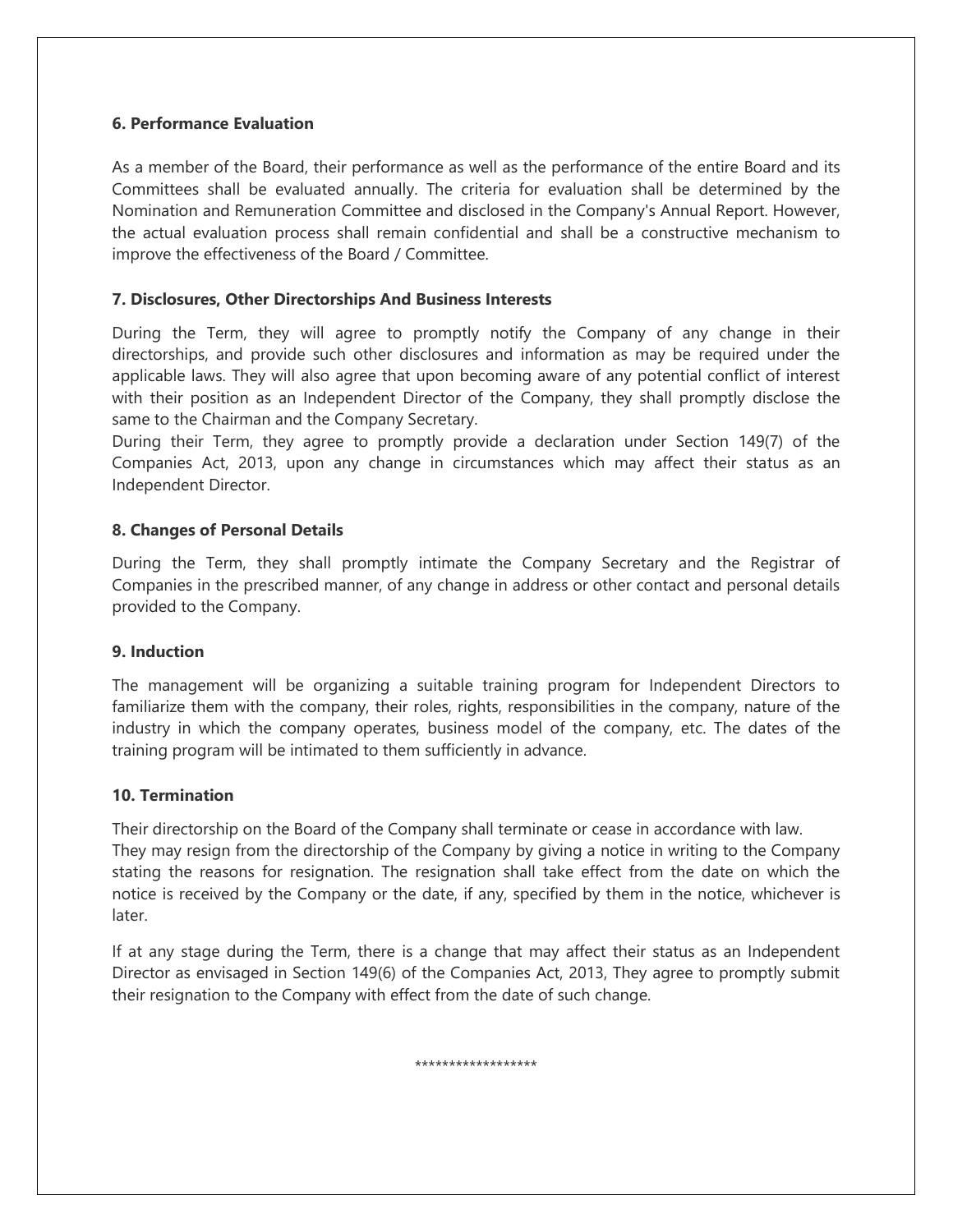### 6. Performance Evaluation

As a member of the Board, their performance as well as the performance of the entire Board and its Committees shall be evaluated annually. The criteria for evaluation shall be determined by the Nomination and Remuneration Committee and disclosed in the Company's Annual Report. However, the actual evaluation process shall remain confidential and shall be a constructive mechanism to improve the effectiveness of the Board / Committee.

### 7. Disclosures, Other Directorships And Business Interests

During the Term, they will agree to promptly notify the Company of any change in their directorships, and provide such other disclosures and information as may be required under the applicable laws. They will also agree that upon becoming aware of any potential conflict of interest with their position as an Independent Director of the Company, they shall promptly disclose the same to the Chairman and the Company Secretary.

During their Term, they agree to promptly provide a declaration under Section 149(7) of the Companies Act, 2013, upon any change in circumstances which may affect their status as an Independent Director.

### 8. Changes of Personal Details

During the Term, they shall promptly intimate the Company Secretary and the Registrar of Companies in the prescribed manner, of any change in address or other contact and personal details provided to the Company.

### 9. Induction

The management will be organizing a suitable training program for Independent Directors to familiarize them with the company, their roles, rights, responsibilities in the company, nature of the industry in which the company operates, business model of the company, etc. The dates of the training program will be intimated to them sufficiently in advance.

### 10. Termination

Their directorship on the Board of the Company shall terminate or cease in accordance with law.

They may resign from the directorship of the Company by giving a notice in writing to the Company stating the reasons for resignation. The resignation shall take effect from the date on which the notice is received by the Company or the date, if any, specified by them in the notice, whichever is later.

If at any stage during the Term, there is a change that may affect their status as an Independent Director as envisaged in Section 149(6) of the Companies Act, 2013, They agree to promptly submit their resignation to the Company with effect from the date of such change.

******************